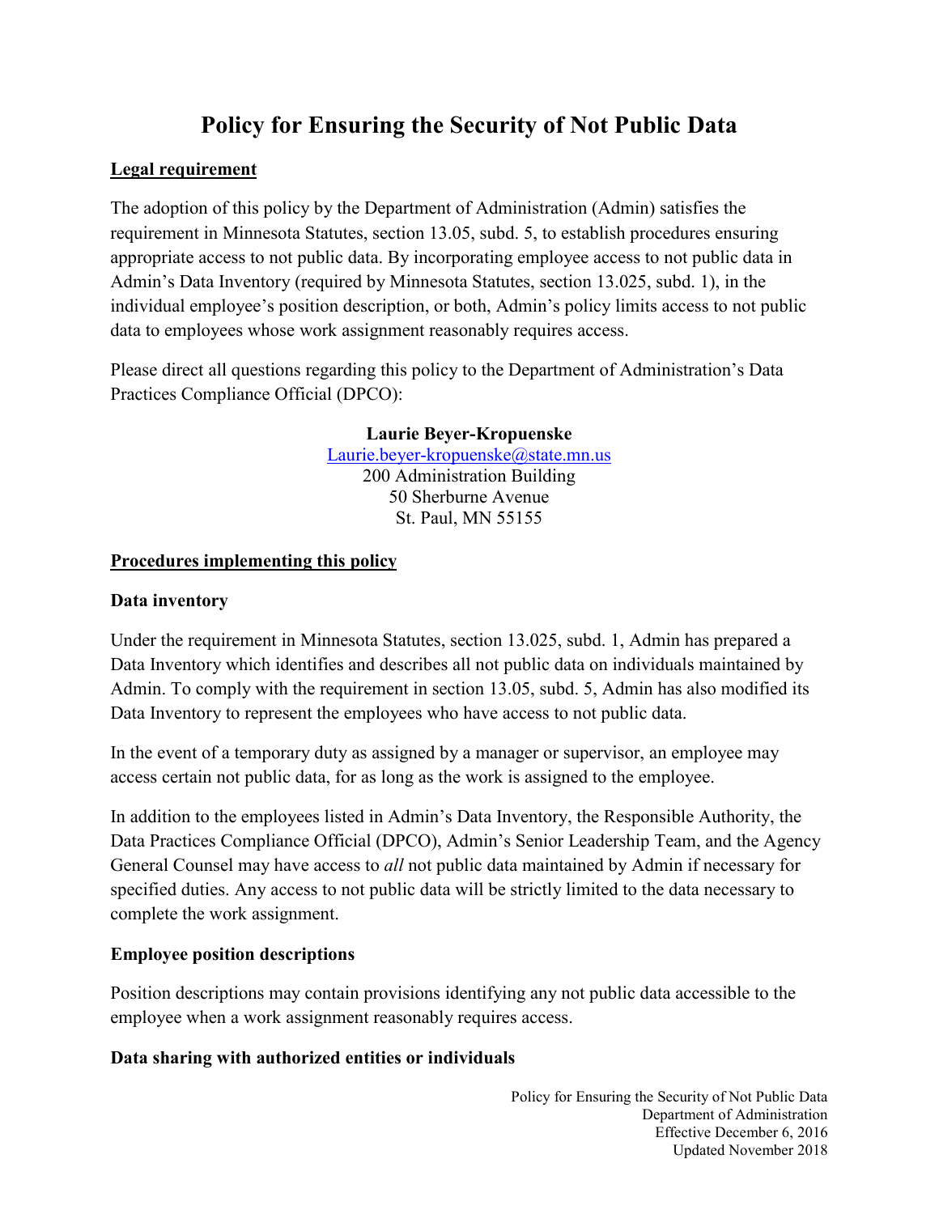# Policy for Ensuring the Security of Not Public Data

## Legal requirement

The adoption of this policy by the Department of Administration (Admin) satisfies the requirement in Minnesota Statutes, section 13.05, subd. 5, to establish procedures ensuring appropriate access to not public data. By incorporating employee access to not public data in Admin's Data Inventory (required by Minnesota Statutes, section 13.025, subd. 1), in the individual employee's position description, or both, Admin's policy limits access to not public data to employees whose work assignment reasonably requires access.

Please direct all questions regarding this policy to the Department of Administration's Data Practices Compliance Official (DPCO):

**Laurie Beyer-Kropuenske**
Laurie.beyer-kropuenske@state.mn.us
200 Administration Building
50 Sherburne Avenue
St. Paul, MN 55155

## Procedures implementing this policy

### Data inventory

Under the requirement in Minnesota Statutes, section 13.025, subd. 1, Admin has prepared a Data Inventory which identifies and describes all not public data on individuals maintained by Admin. To comply with the requirement in section 13.05, subd. 5, Admin has also modified its Data Inventory to represent the employees who have access to not public data.

In the event of a temporary duty as assigned by a manager or supervisor, an employee may access certain not public data, for as long as the work is assigned to the employee.

In addition to the employees listed in Admin's Data Inventory, the Responsible Authority, the Data Practices Compliance Official (DPCO), Admin's Senior Leadership Team, and the Agency General Counsel may have access to *all* not public data maintained by Admin if necessary for specified duties. Any access to not public data will be strictly limited to the data necessary to complete the work assignment.

### Employee position descriptions

Position descriptions may contain provisions identifying any not public data accessible to the employee when a work assignment reasonably requires access.

### Data sharing with authorized entities or individuals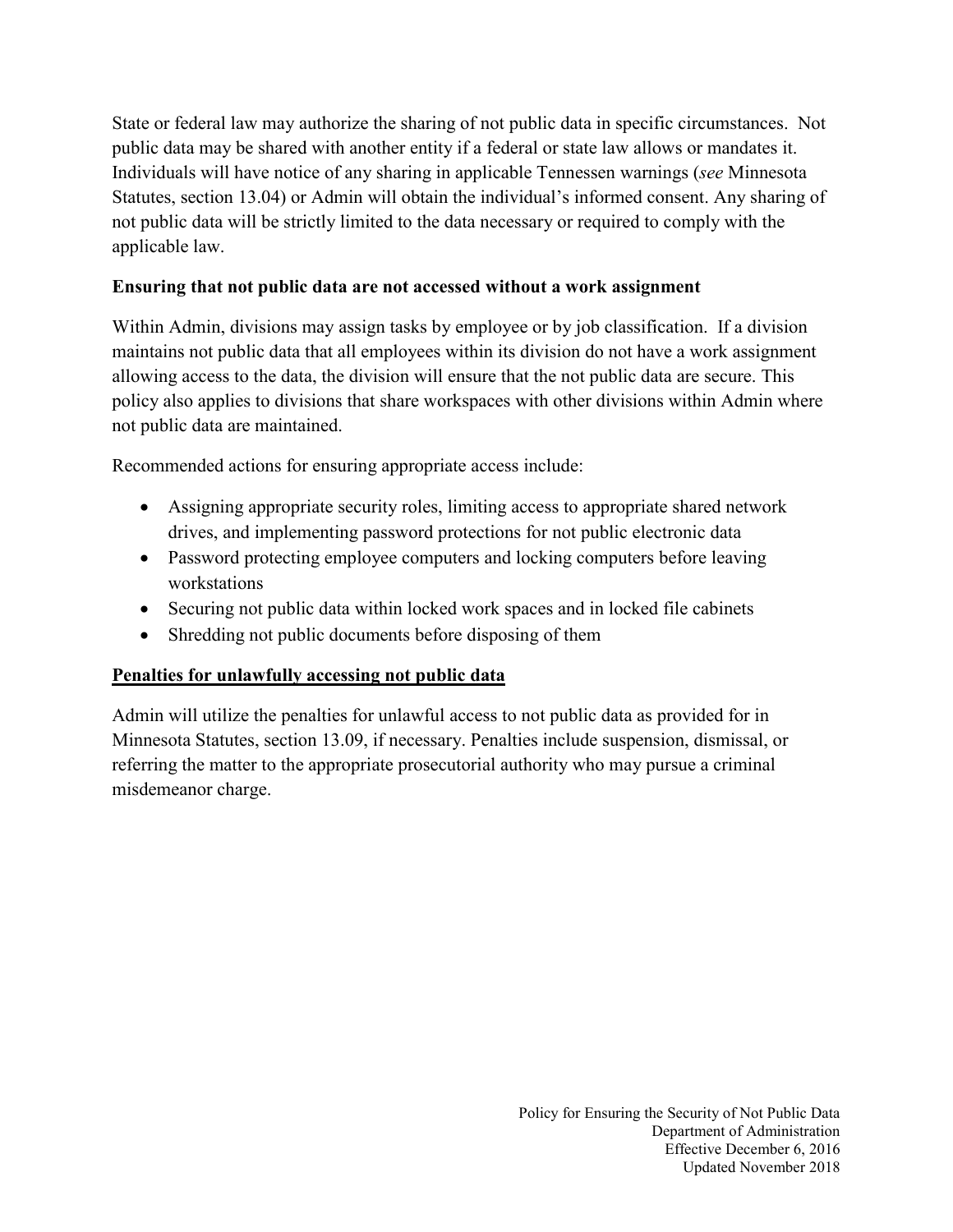State or federal law may authorize the sharing of not public data in specific circumstances. Not public data may be shared with another entity if a federal or state law allows or mandates it. Individuals will have notice of any sharing in applicable Tennessen warnings (*see* Minnesota Statutes, section 13.04) or Admin will obtain the individual's informed consent. Any sharing of not public data will be strictly limited to the data necessary or required to comply with the applicable law.

### Ensuring that not public data are not accessed without a work assignment

Within Admin, divisions may assign tasks by employee or by job classification. If a division maintains not public data that all employees within its division do not have a work assignment allowing access to the data, the division will ensure that the not public data are secure. This policy also applies to divisions that share workspaces with other divisions within Admin where not public data are maintained.

Recommended actions for ensuring appropriate access include:

- Assigning appropriate security roles, limiting access to appropriate shared network drives, and implementing password protections for not public electronic data
- Password protecting employee computers and locking computers before leaving workstations
- Securing not public data within locked work spaces and in locked file cabinets
- Shredding not public documents before disposing of them

### Penalties for unlawfully accessing not public data

Admin will utilize the penalties for unlawful access to not public data as provided for in Minnesota Statutes, section 13.09, if necessary. Penalties include suspension, dismissal, or referring the matter to the appropriate prosecutorial authority who may pursue a criminal misdemeanor charge.